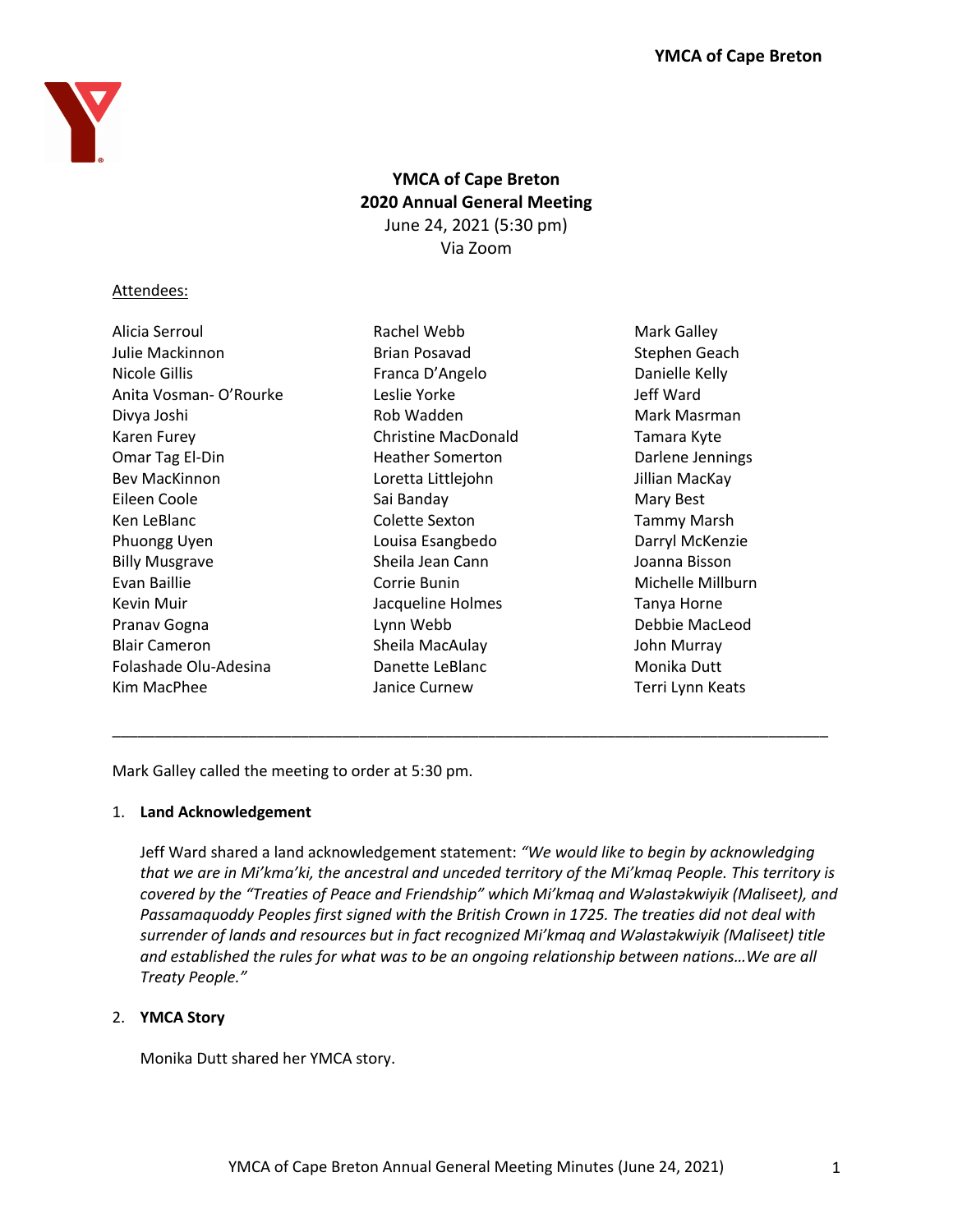# YMCA of Cape Breton
## 2020 Annual General Meeting

June 24, 2021 (5:30 pm)
Via Zoom

Attendees:

Alicia Serroul
Julie Mackinnon
Nicole Gillis
Anita Vosman- O'Rourke
Divya Joshi
Karen Furey
Omar Tag El-Din
Bev MacKinnon
Eileen Coole
Ken LeBlanc
Phuongg Uyen
Billy Musgrave
Evan Baillie
Kevin Muir
Pranav Gogna
Blair Cameron
Folashade Olu-Adesina
Kim MacPhee
Rachel Webb
Brian Posavad
Franca D'Angelo
Leslie Yorke
Rob Wadden
Christine MacDonald
Heather Somerton
Loretta Littlejohn
Sai Banday
Colette Sexton
Louisa Esangbedo
Sheila Jean Cann
Corrie Bunin
Jacqueline Holmes
Lynn Webb
Sheila MacAulay
Danette LeBlanc
Janice Curnew
Mark Galley
Stephen Geach
Danielle Kelly
Jeff Ward
Mark Masrman
Tamara Kyte
Darlene Jennings
Jillian MacKay
Mary Best
Tammy Marsh
Darryl McKenzie
Joanna Bisson
Michelle Millburn
Tanya Horne
Debbie MacLeod
John Murray
Monika Dutt
Terri Lynn Keats

---

Mark Galley called the meeting to order at 5:30 pm.

1. **Land Acknowledgement**

   Jeff Ward shared a land acknowledgement statement: *"We would like to begin by acknowledging that we are in Mi'kma'ki, the ancestral and unceded territory of the Mi'kmaq People. This territory is covered by the "Treaties of Peace and Friendship" which Mi'kmaq and Wəlastəkwiyik (Maliseet), and Passamaquoddy Peoples first signed with the British Crown in 1725. The treaties did not deal with surrender of lands and resources but in fact recognized Mi'kmaq and Wəlastəkwiyik (Maliseet) title and established the rules for what was to be an ongoing relationship between nations…We are all Treaty People."*

2. **YMCA Story**

   Monika Dutt shared her YMCA story.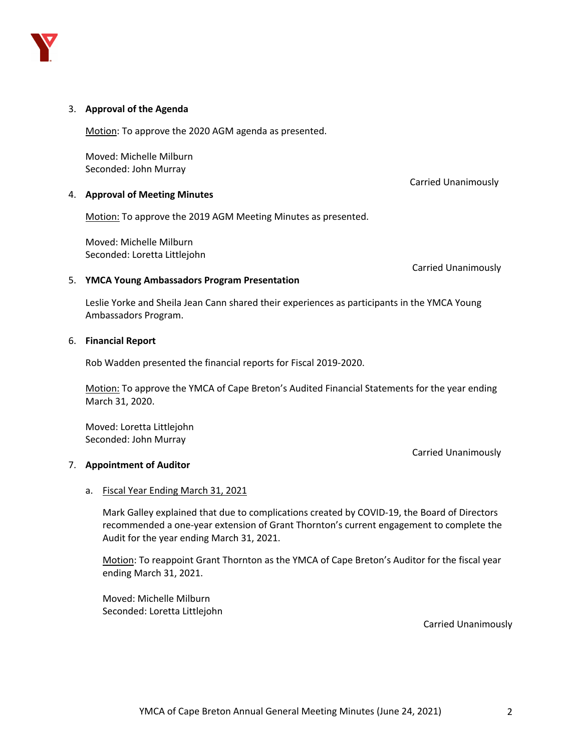3. **Approval of the Agenda**

   Motion: To approve the 2020 AGM agenda as presented.

   Moved: Michelle Milburn
   Seconded: John Murray

   Carried Unanimously

4. **Approval of Meeting Minutes**

   Motion: To approve the 2019 AGM Meeting Minutes as presented.

   Moved: Michelle Milburn
   Seconded: Loretta Littlejohn

   Carried Unanimously

5. **YMCA Young Ambassadors Program Presentation**

   Leslie Yorke and Sheila Jean Cann shared their experiences as participants in the YMCA Young Ambassadors Program.

6. **Financial Report**

   Rob Wadden presented the financial reports for Fiscal 2019-2020.

   Motion: To approve the YMCA of Cape Breton's Audited Financial Statements for the year ending March 31, 2020.

   Moved: Loretta Littlejohn
   Seconded: John Murray

   Carried Unanimously

7. **Appointment of Auditor**

   a. Fiscal Year Ending March 31, 2021

      Mark Galley explained that due to complications created by COVID-19, the Board of Directors recommended a one-year extension of Grant Thornton's current engagement to complete the Audit for the year ending March 31, 2021.

      Motion: To reappoint Grant Thornton as the YMCA of Cape Breton's Auditor for the fiscal year ending March 31, 2021.

      Moved: Michelle Milburn
      Seconded: Loretta Littlejohn

      Carried Unanimously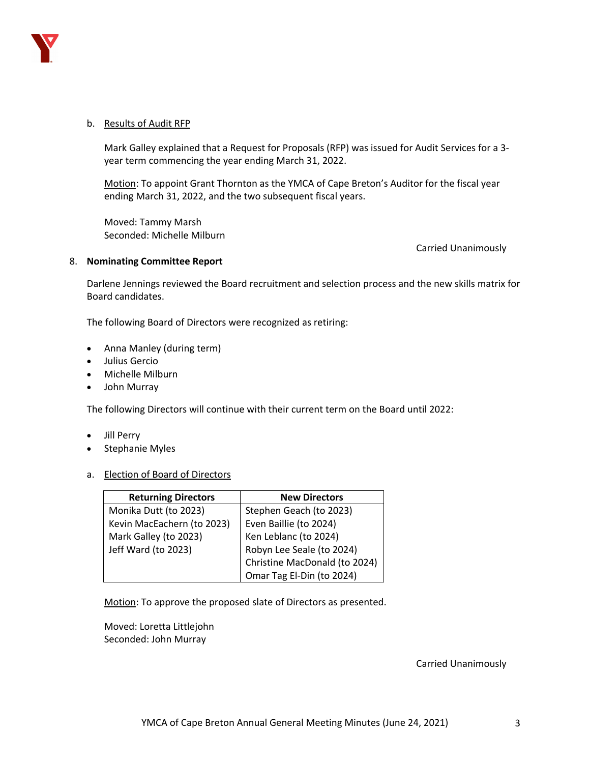b. <u>Results of Audit RFP</u>

Mark Galley explained that a Request for Proposals (RFP) was issued for Audit Services for a 3-year term commencing the year ending March 31, 2022.

<u>Motion</u>: To appoint Grant Thornton as the YMCA of Cape Breton's Auditor for the fiscal year ending March 31, 2022, and the two subsequent fiscal years.

Moved: Tammy Marsh
Seconded: Michelle Milburn

Carried Unanimously

8. **Nominating Committee Report**

Darlene Jennings reviewed the Board recruitment and selection process and the new skills matrix for Board candidates.

The following Board of Directors were recognized as retiring:

- Anna Manley (during term)
- Julius Gercio
- Michelle Milburn
- John Murray

The following Directors will continue with their current term on the Board until 2022:

- Jill Perry
- Stephanie Myles

a. <u>Election of Board of Directors</u>

| Returning Directors | New Directors |
|---|---|
| Monika Dutt (to 2023) | Stephen Geach (to 2023) |
| Kevin MacEachern (to 2023) | Even Baillie (to 2024) |
| Mark Galley (to 2023) | Ken Leblanc (to 2024) |
| Jeff Ward (to 2023) | Robyn Lee Seale (to 2024) |
| | Christine MacDonald (to 2024) |
| | Omar Tag El-Din (to 2024) |

<u>Motion</u>: To approve the proposed slate of Directors as presented.

Moved: Loretta Littlejohn
Seconded: John Murray

Carried Unanimously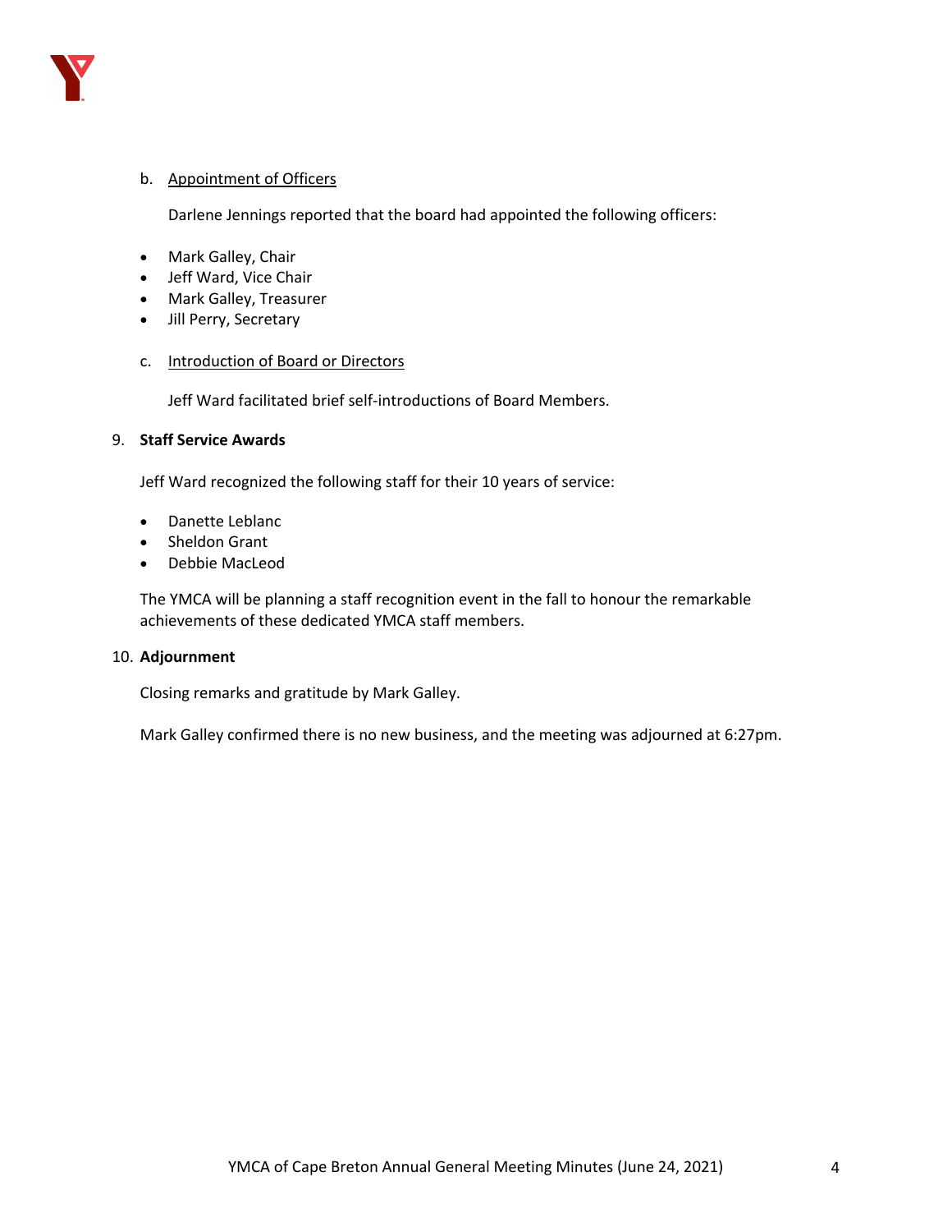b. Appointment of Officers

Darlene Jennings reported that the board had appointed the following officers:

- Mark Galley, Chair
- Jeff Ward, Vice Chair
- Mark Galley, Treasurer
- Jill Perry, Secretary

c. Introduction of Board or Directors

Jeff Ward facilitated brief self-introductions of Board Members.

9. **Staff Service Awards**

Jeff Ward recognized the following staff for their 10 years of service:

- Danette Leblanc
- Sheldon Grant
- Debbie MacLeod

The YMCA will be planning a staff recognition event in the fall to honour the remarkable achievements of these dedicated YMCA staff members.

10. **Adjournment**

Closing remarks and gratitude by Mark Galley.

Mark Galley confirmed there is no new business, and the meeting was adjourned at 6:27pm.